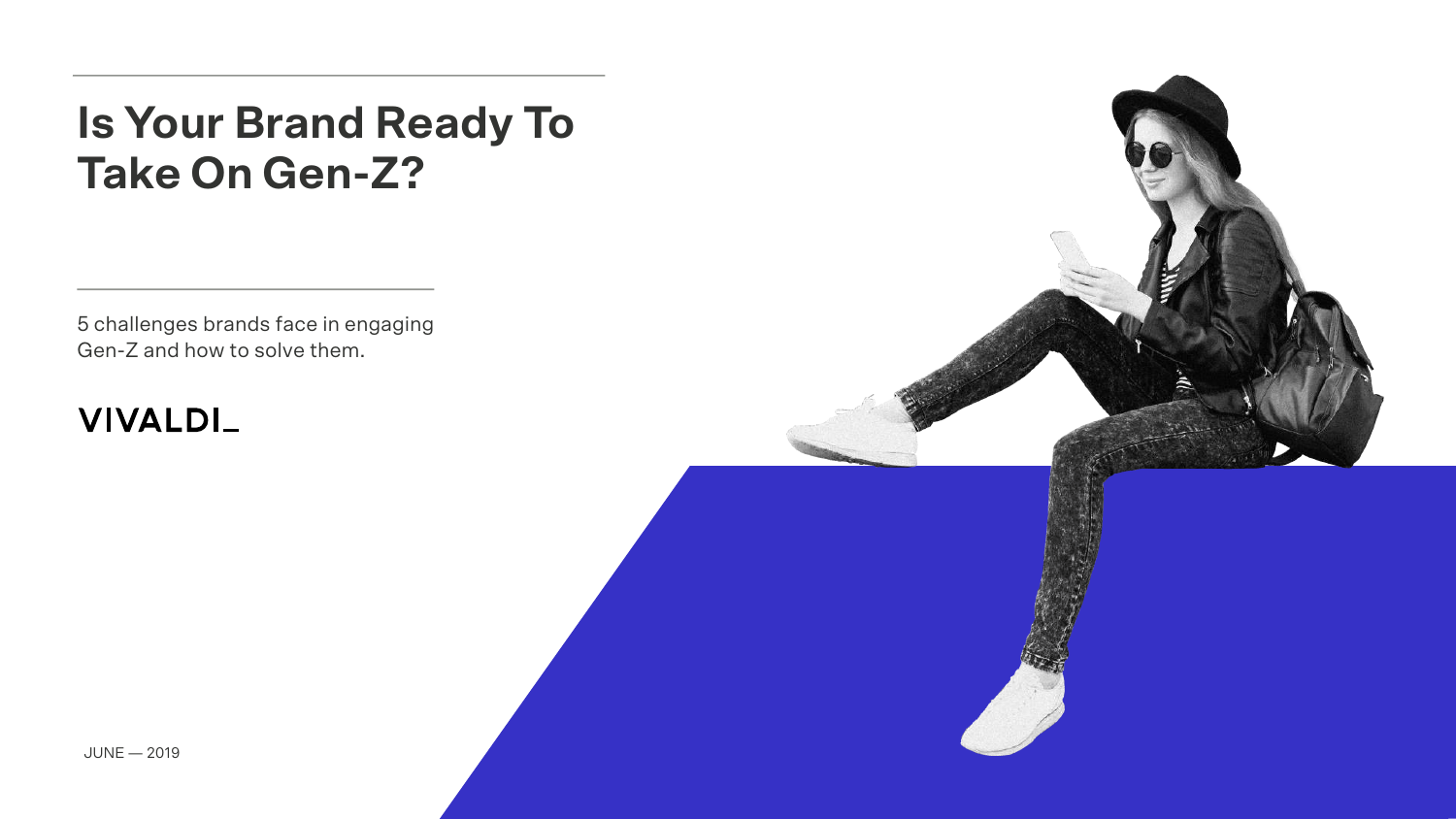# Is Your Brand Ready To Take On Gen-Z?

5 challenges brands face in engaging Gen-Z and how to solve them.

VIVALDI_

JUNE — 2019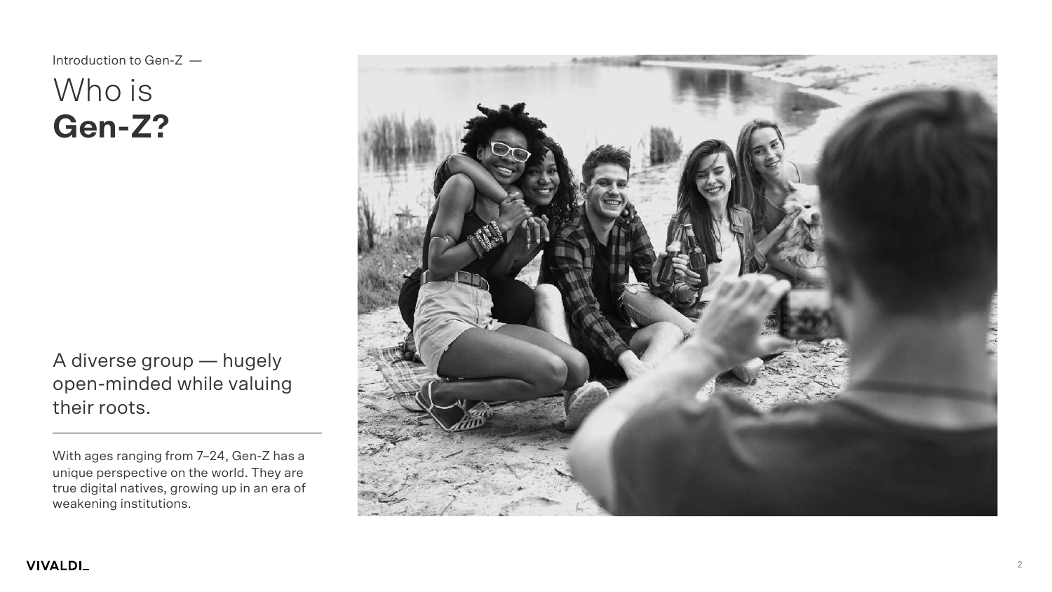Introduction to Gen-Z —

# Who is **Gen-Z?**

A diverse group — hugely open-minded while valuing their roots.

With ages ranging from 7–24, Gen-Z has a unique perspective on the world. They are true digital natives, growing up in an era of weakening institutions.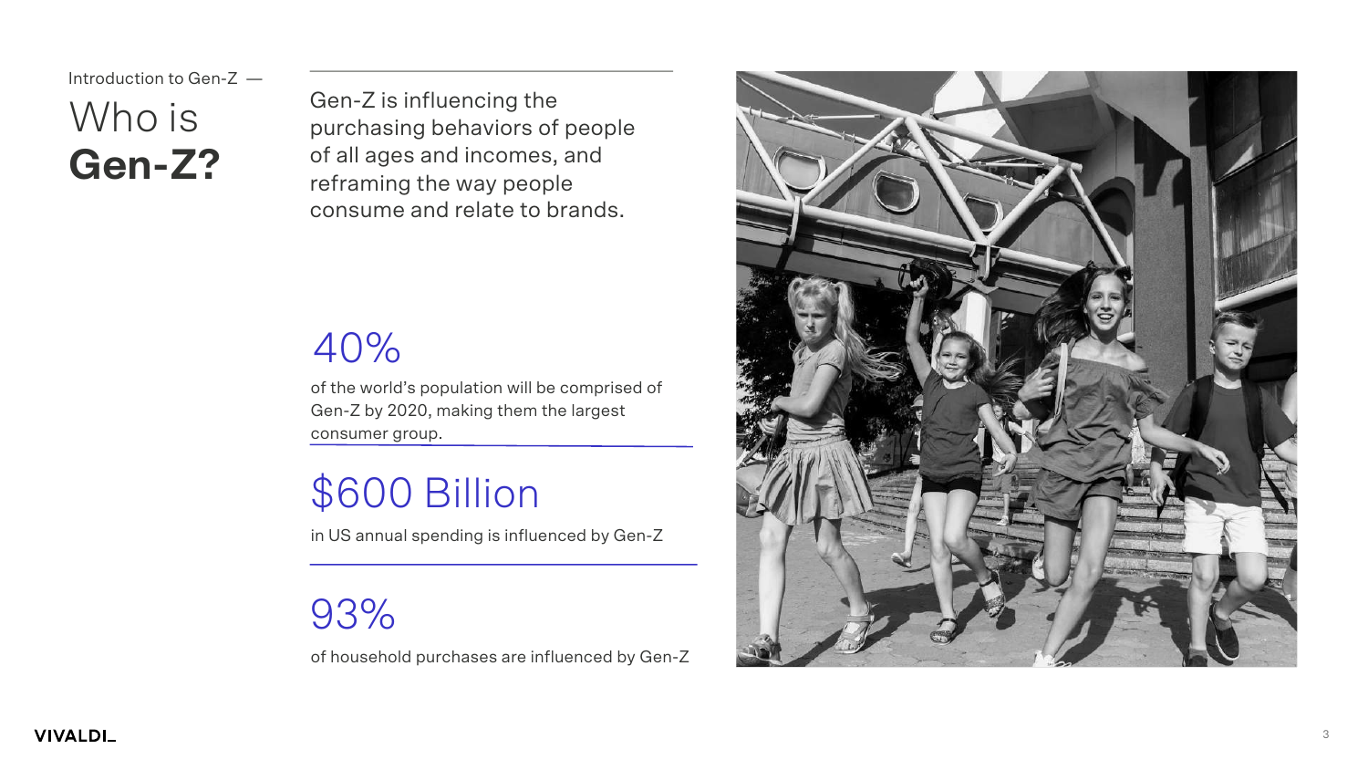Introduction to Gen-Z —

# Who is **Gen-Z?**

Gen-Z is influencing the purchasing behaviors of people of all ages and incomes, and reframing the way people consume and relate to brands.

## 40%

of the world's population will be comprised of Gen-Z by 2020, making them the largest consumer group.

## $600 Billion

in US annual spending is influenced by Gen-Z

## 93%

of household purchases are influenced by Gen-Z

VIVALDI_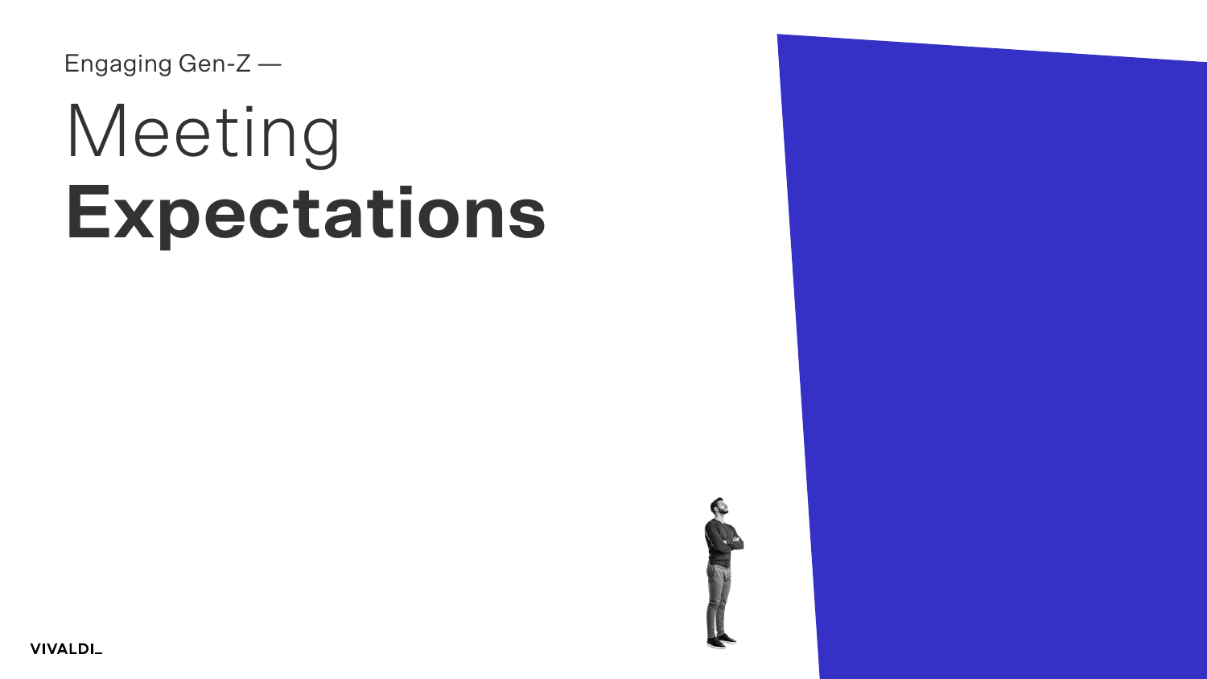Engaging Gen-Z —

# Meeting **Expectations**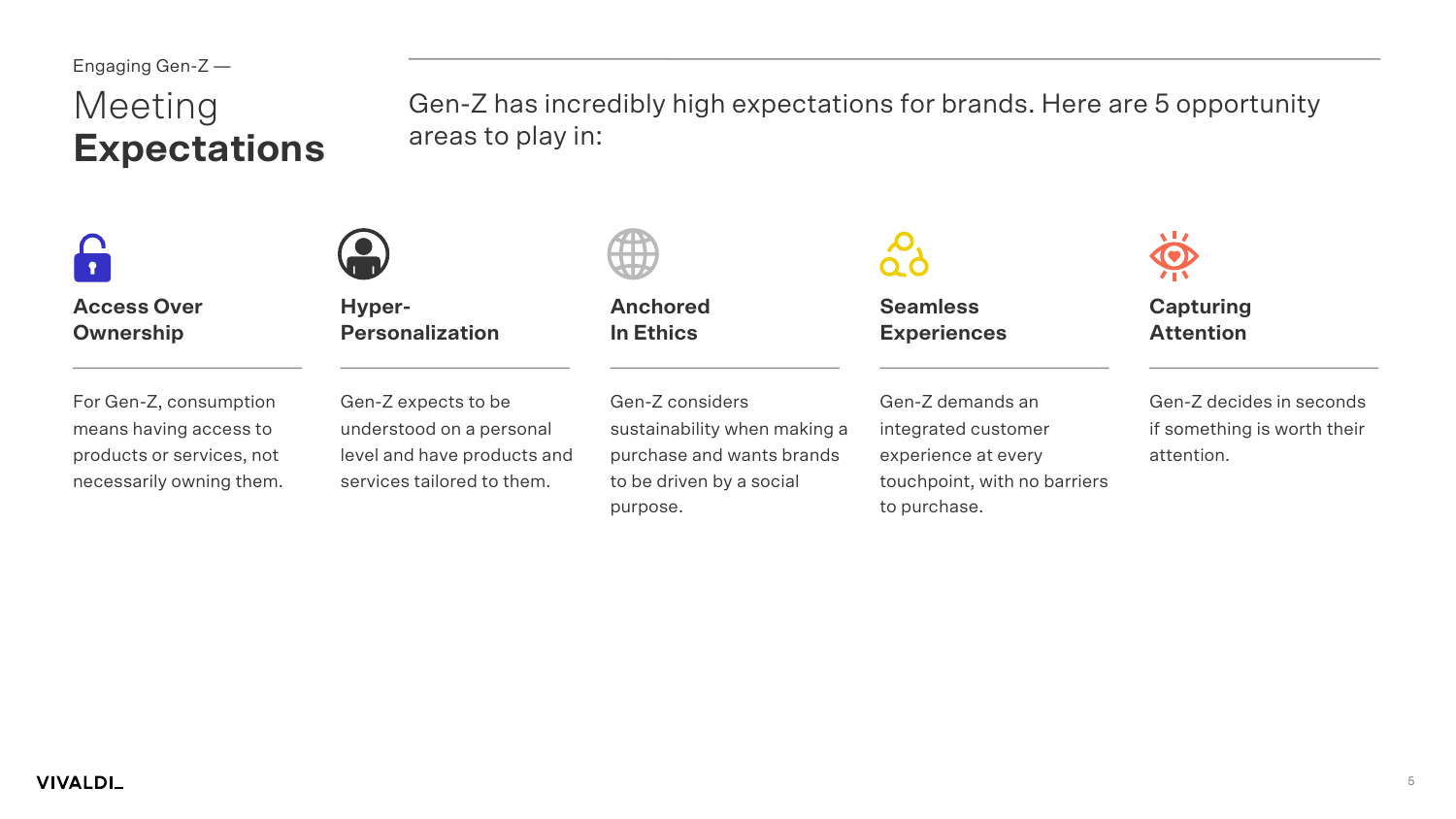Engaging Gen-Z —

# Meeting **Expectations**

Gen-Z has incredibly high expectations for brands. Here are 5 opportunity areas to play in:

### Access Over Ownership

For Gen-Z, consumption means having access to products or services, not necessarily owning them.

### Hyper-Personalization

Gen-Z expects to be understood on a personal level and have products and services tailored to them.

### Anchored In Ethics

Gen-Z considers sustainability when making a purchase and wants brands to be driven by a social purpose.

### Seamless Experiences

Gen-Z demands an integrated customer experience at every touchpoint, with no barriers to purchase.

### Capturing Attention

Gen-Z decides in seconds if something is worth their attention.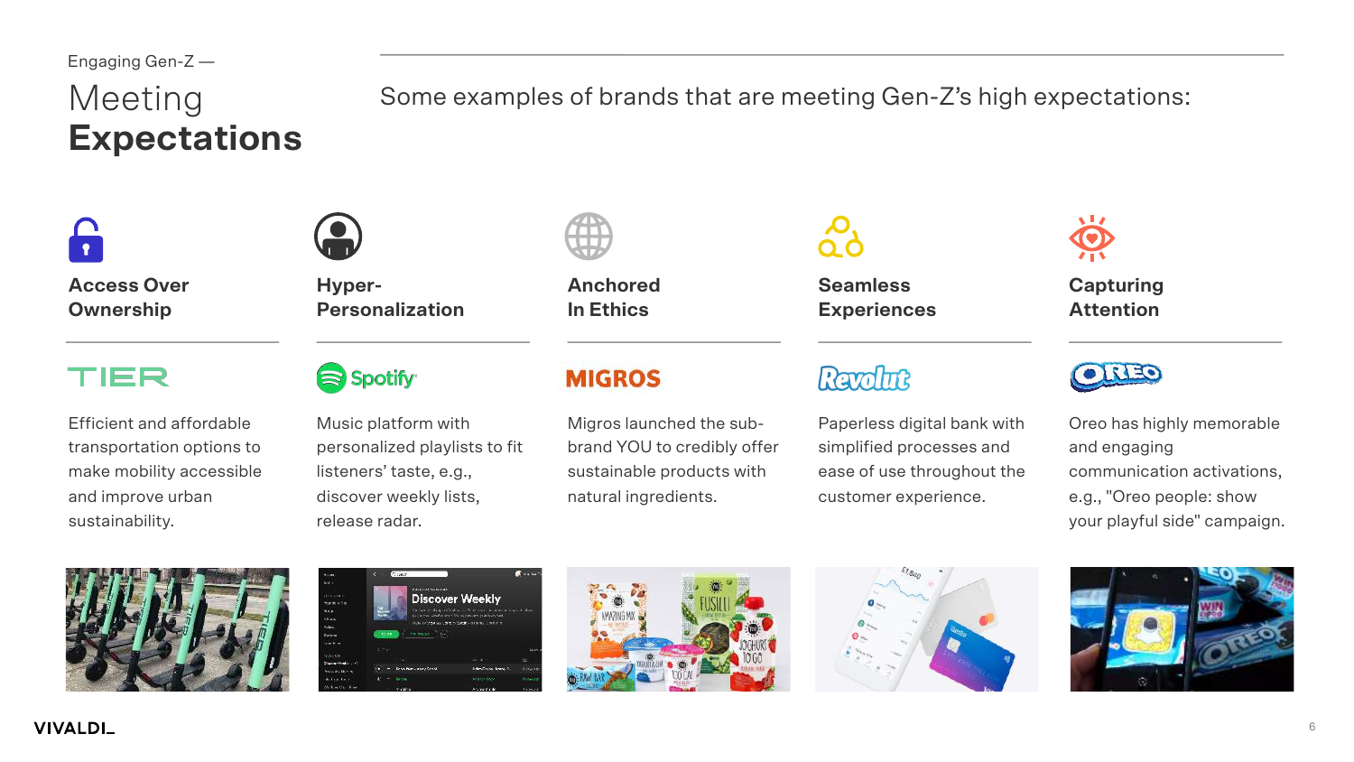Engaging Gen-Z —

# Meeting **Expectations**

Some examples of brands that are meeting Gen-Z's high expectations:

### Access Over Ownership

**TIER**

Efficient and affordable transportation options to make mobility accessible and improve urban sustainability.

### Hyper-Personalization

**Spotify**

Music platform with personalized playlists to fit listeners' taste, e.g., discover weekly lists, release radar.

### Anchored In Ethics

**MIGROS**

Migros launched the sub-brand YOU to credibly offer sustainable products with natural ingredients.

### Seamless Experiences

**Revolut**

Paperless digital bank with simplified processes and ease of use throughout the customer experience.

### Capturing Attention

**OREO**

Oreo has highly memorable and engaging communication activations, e.g., "Oreo people: show your playful side" campaign.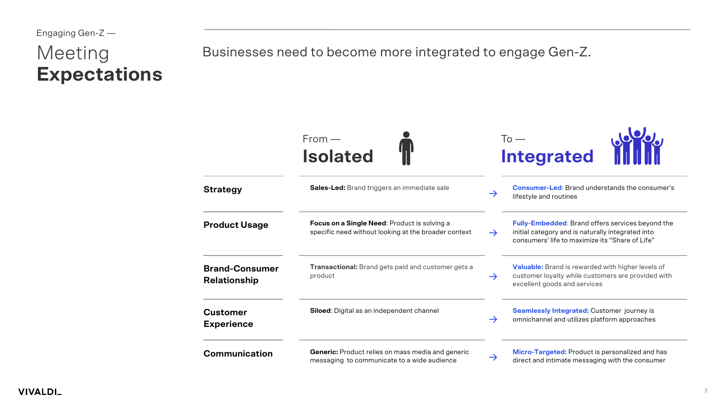Engaging Gen-Z —

# Meeting **Expectations**

Businesses need to become more integrated to engage Gen-Z.

| | From — **Isolated** | | To — **Integrated** |
|---|---|---|---|
| **Strategy** | **Sales-Led:** Brand triggers an immediate sale | → | **Consumer-Led:** Brand understands the consumer's lifestyle and routines |
| **Product Usage** | **Focus on a Single Need:** Product is solving a specific need without looking at the broader context | → | **Fully-Embedded:** Brand offers services beyond the initial category and is naturally integrated into consumers' life to maximize its "Share of Life" |
| **Brand-Consumer Relationship** | **Transactional:** Brand gets paid and customer gets a product | → | **Valuable:** Brand is rewarded with higher levels of customer loyalty while customers are provided with excellent goods and services |
| **Customer Experience** | **Siloed:** Digital as an independent channel | → | **Seamlessly Integrated:** Customer journey is omnichannel and utilizes platform approaches |
| **Communication** | **Generic:** Product relies on mass media and generic messaging to communicate to a wide audience | → | **Micro-Targeted:** Product is personalized and has direct and intimate messaging with the consumer |

VIVALDI_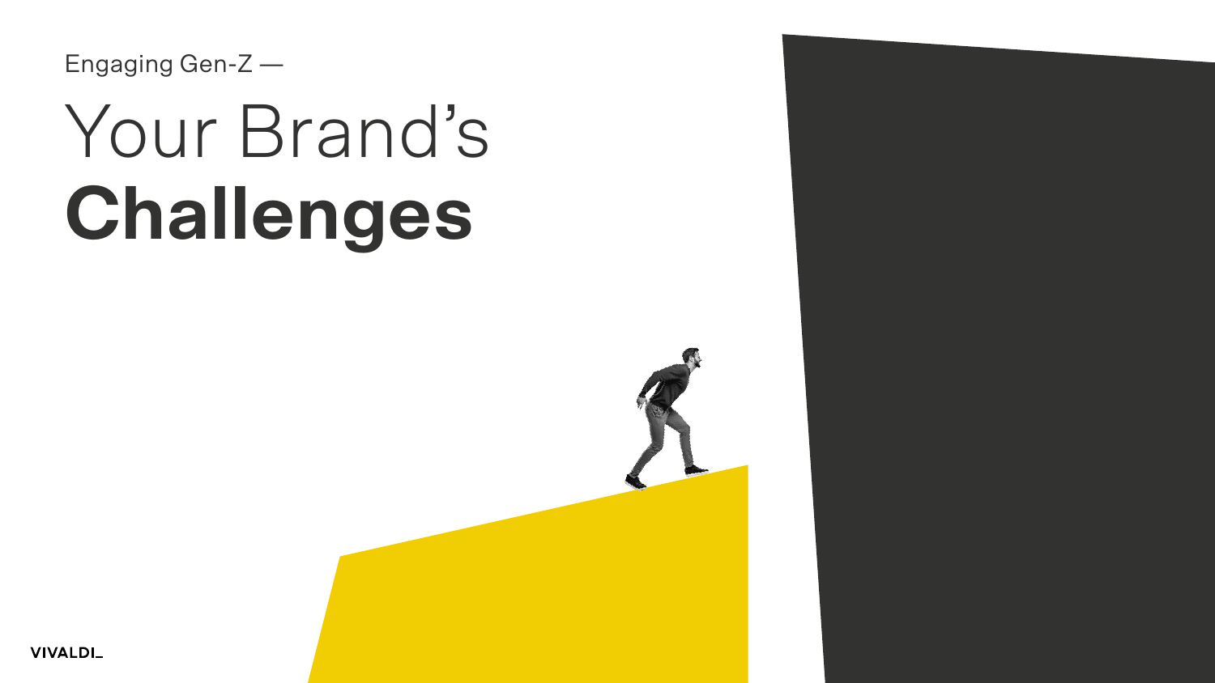Engaging Gen-Z —

# Your Brand's **Challenges**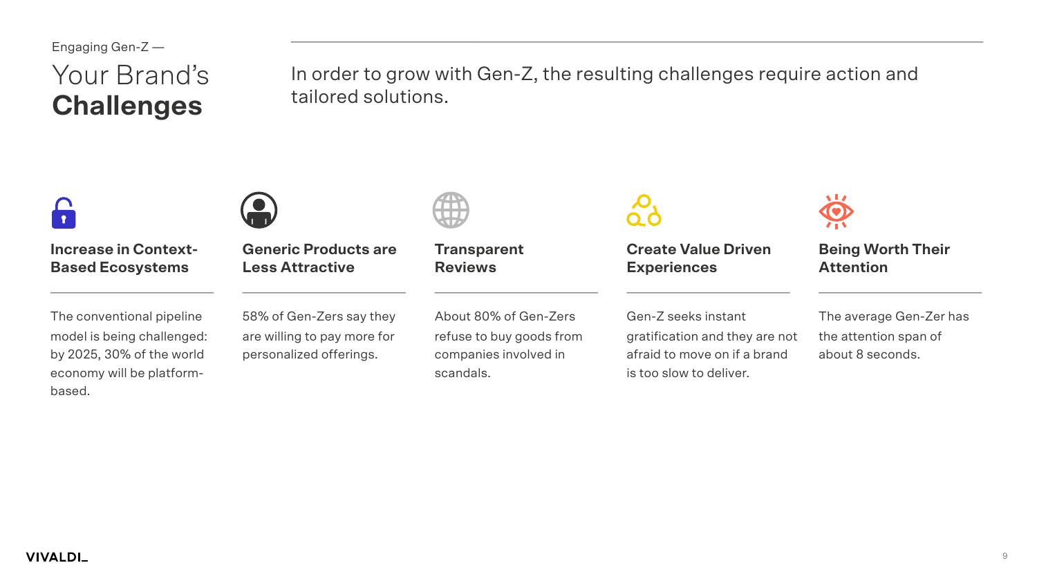Engaging Gen-Z —

# Your Brand's **Challenges**

In order to grow with Gen-Z, the resulting challenges require action and tailored solutions.

### Increase in Context-Based Ecosystems

The conventional pipeline model is being challenged: by 2025, 30% of the world economy will be platform-based.

### Generic Products are Less Attractive

58% of Gen-Zers say they are willing to pay more for personalized offerings.

### Transparent Reviews

About 80% of Gen-Zers refuse to buy goods from companies involved in scandals.

### Create Value Driven Experiences

Gen-Z seeks instant gratification and they are not afraid to move on if a brand is too slow to deliver.

### Being Worth Their Attention

The average Gen-Zer has the attention span of about 8 seconds.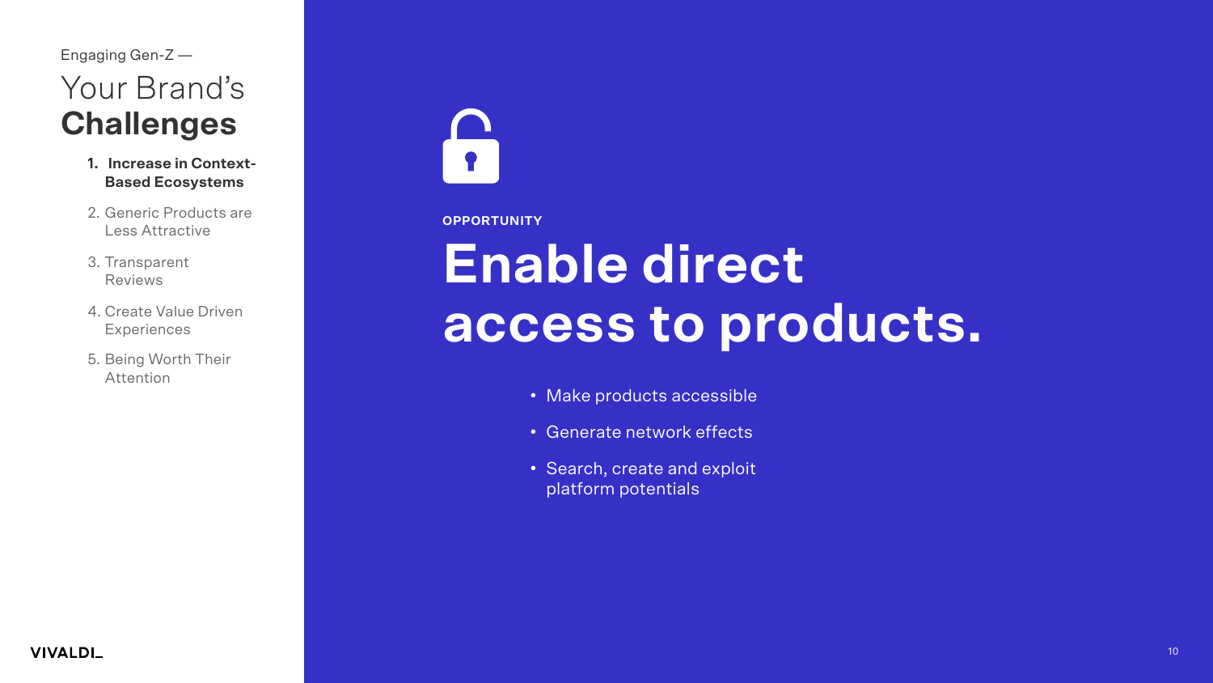Engaging Gen-Z —

# Your Brand's **Challenges**

1. **Increase in Context-Based Ecosystems**
2. Generic Products are Less Attractive
3. Transparent Reviews
4. Create Value Driven Experiences
5. Being Worth Their Attention

VIVALDI_

**OPPORTUNITY**

## Enable direct access to products.

- Make products accessible
- Generate network effects
- Search, create and exploit platform potentials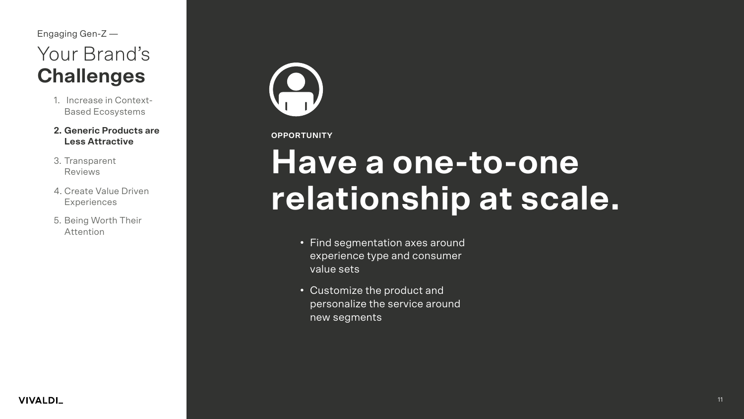Engaging Gen-Z —

# Your Brand's **Challenges**

1. Increase in Context-Based Ecosystems
2. **Generic Products are Less Attractive**
3. Transparent Reviews
4. Create Value Driven Experiences
5. Being Worth Their Attention

VIVALDI_

**OPPORTUNITY**

## Have a one-to-one relationship at scale.

- Find segmentation axes around experience type and consumer value sets
- Customize the product and personalize the service around new segments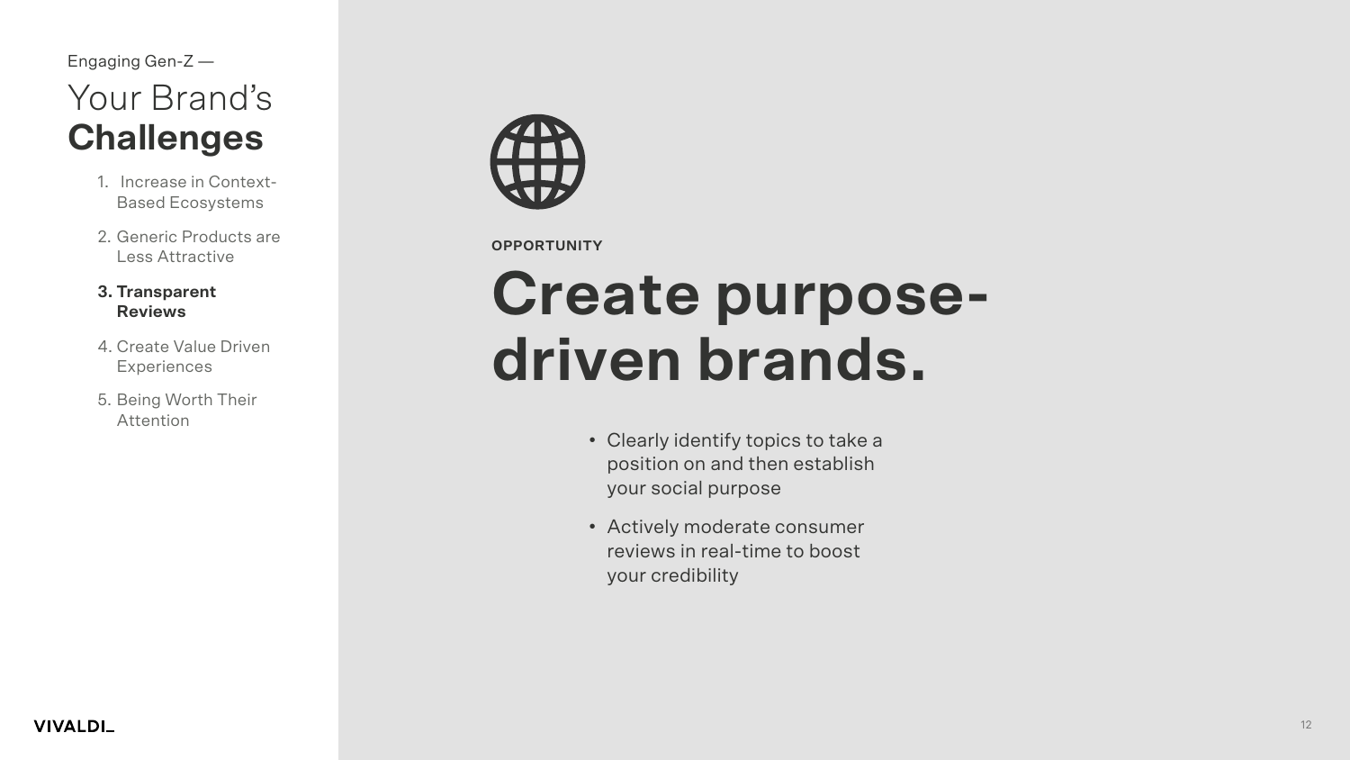Engaging Gen-Z —

# Your Brand's **Challenges**

1. Increase in Context-Based Ecosystems
2. Generic Products are Less Attractive
3. **Transparent Reviews**
4. Create Value Driven Experiences
5. Being Worth Their Attention

**OPPORTUNITY**

## Create purpose-driven brands.

- Clearly identify topics to take a position on and then establish your social purpose
- Actively moderate consumer reviews in real-time to boost your credibility

VIVALDI_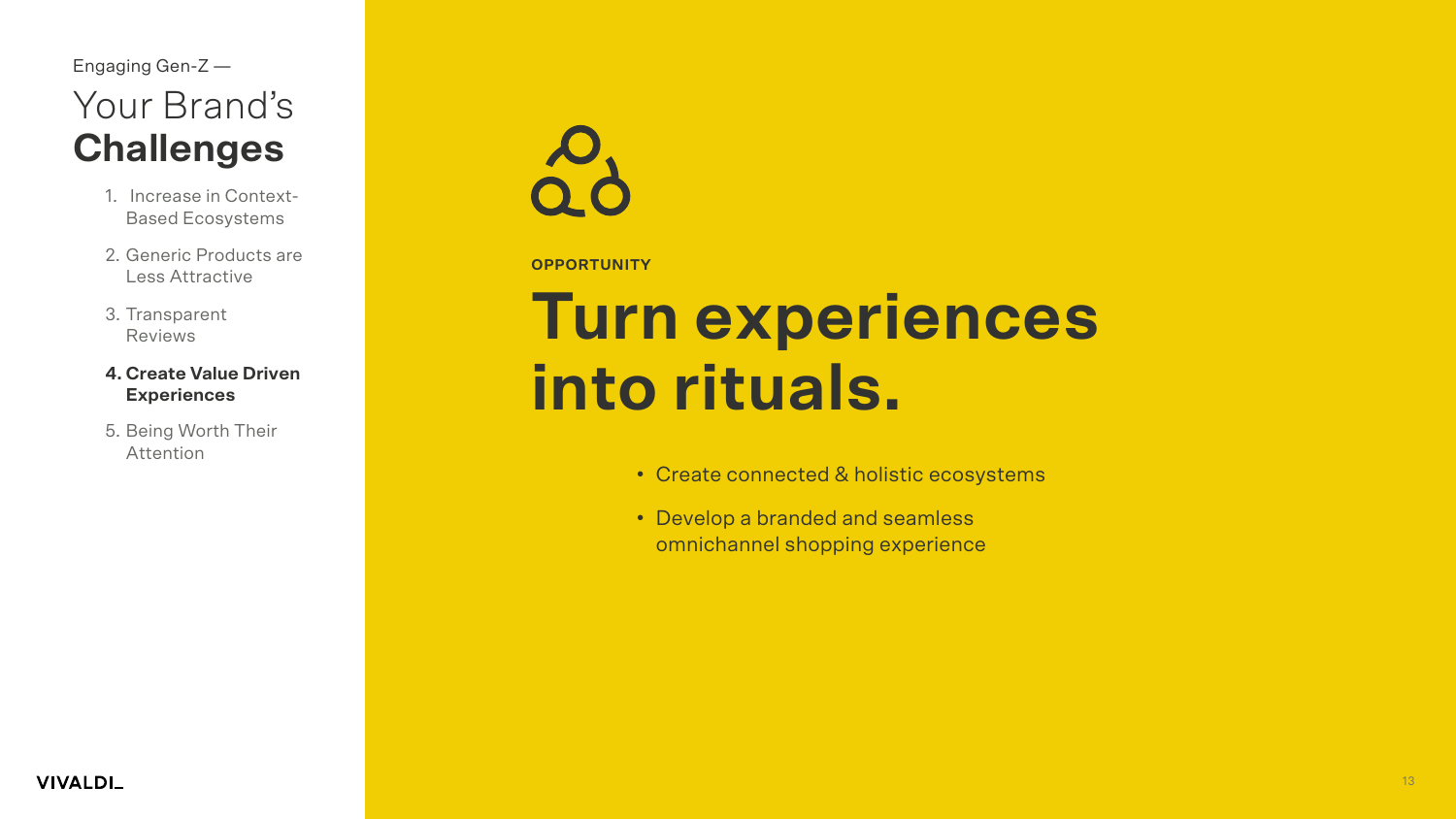Engaging Gen-Z —

# Your Brand's **Challenges**

1. Increase in Context-Based Ecosystems
2. Generic Products are Less Attractive
3. Transparent Reviews
4. **Create Value Driven Experiences**
5. Being Worth Their Attention

**OPPORTUNITY**

## Turn experiences into rituals.

- Create connected & holistic ecosystems
- Develop a branded and seamless omnichannel shopping experience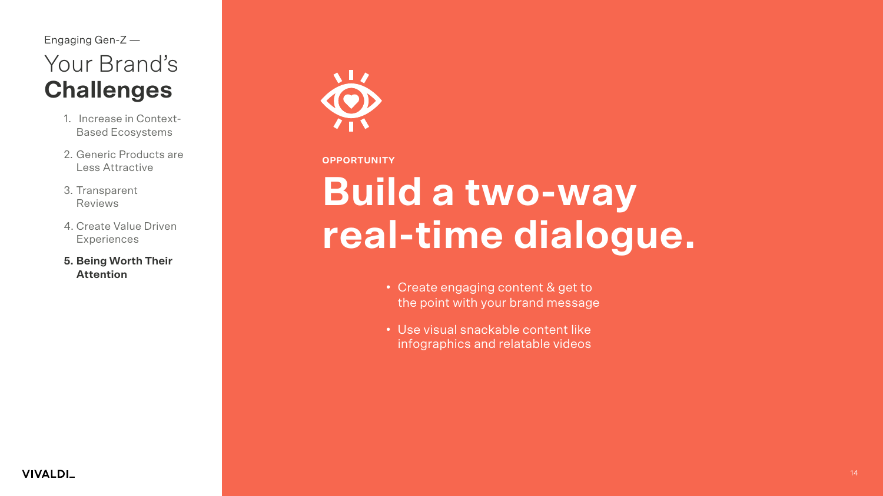Engaging Gen-Z —

# Your Brand's **Challenges**

1. Increase in Context-Based Ecosystems
2. Generic Products are Less Attractive
3. Transparent Reviews
4. Create Value Driven Experiences
5. **Being Worth Their Attention**

**OPPORTUNITY**

## Build a two-way real-time dialogue.

- Create engaging content & get to the point with your brand message
- Use visual snackable content like infographics and relatable videos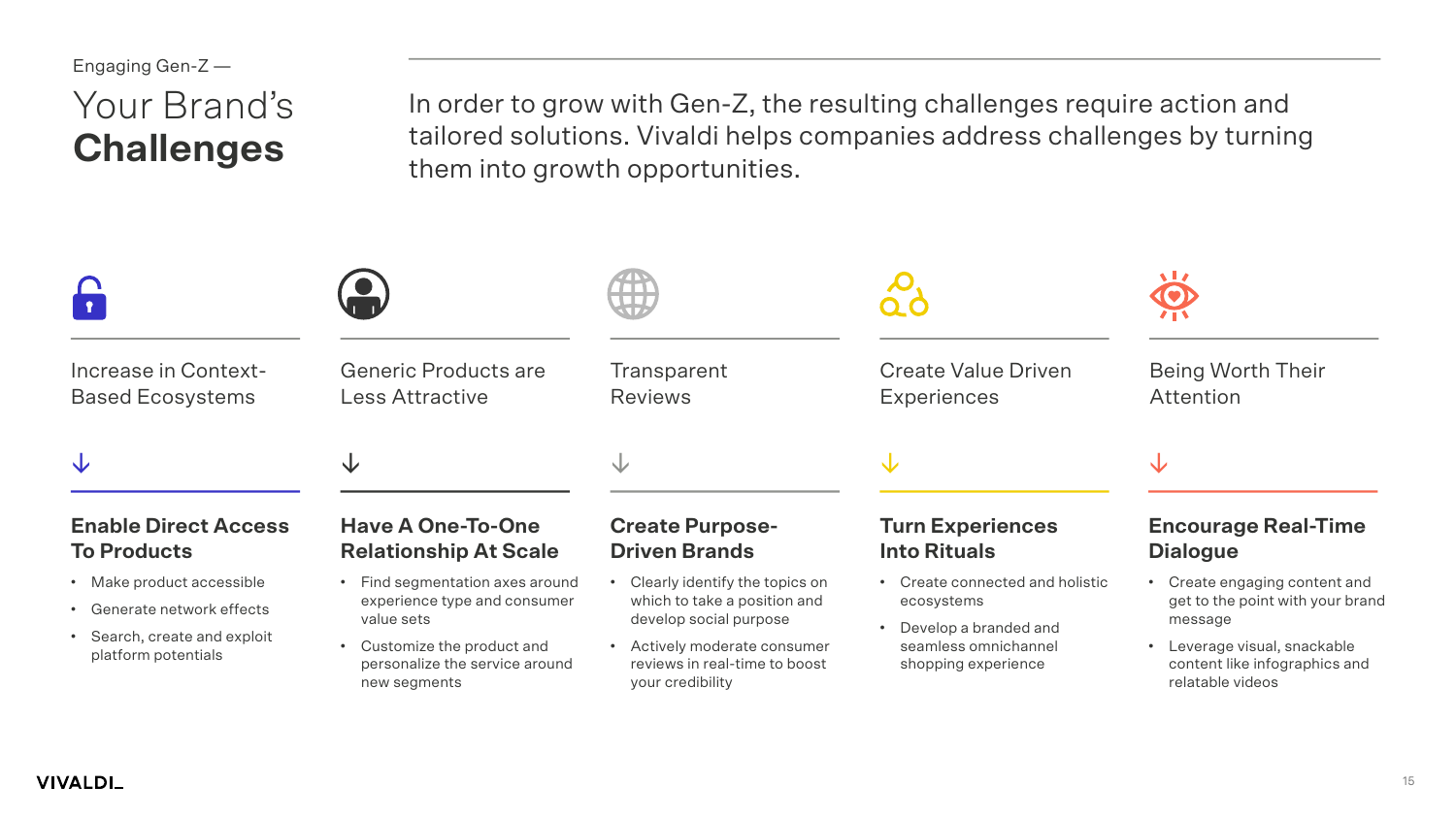Engaging Gen-Z —

# Your Brand's **Challenges**

In order to grow with Gen-Z, the resulting challenges require action and tailored solutions. Vivaldi helps companies address challenges by turning them into growth opportunities.

## Increase in Context-Based Ecosystems

↓

### Enable Direct Access To Products

- Make product accessible
- Generate network effects
- Search, create and exploit platform potentials

## Generic Products are Less Attractive

↓

### Have A One-To-One Relationship At Scale

- Find segmentation axes around experience type and consumer value sets
- Customize the product and personalize the service around new segments

## Transparent Reviews

↓

### Create Purpose-Driven Brands

- Clearly identify the topics on which to take a position and develop social purpose
- Actively moderate consumer reviews in real-time to boost your credibility

## Create Value Driven Experiences

↓

### Turn Experiences Into Rituals

- Create connected and holistic ecosystems
- Develop a branded and seamless omnichannel shopping experience

## Being Worth Their Attention

↓

### Encourage Real-Time Dialogue

- Create engaging content and get to the point with your brand message
- Leverage visual, snackable content like infographics and relatable videos

VIVALDI_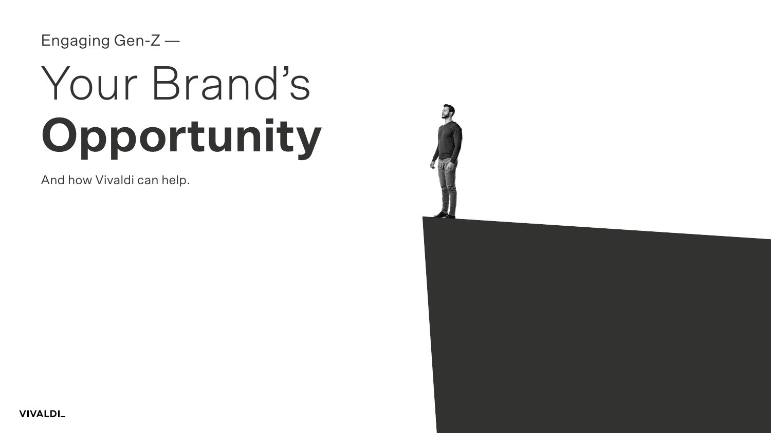Engaging Gen-Z —

# Your Brand's **Opportunity**

And how Vivaldi can help.

VIVALDI_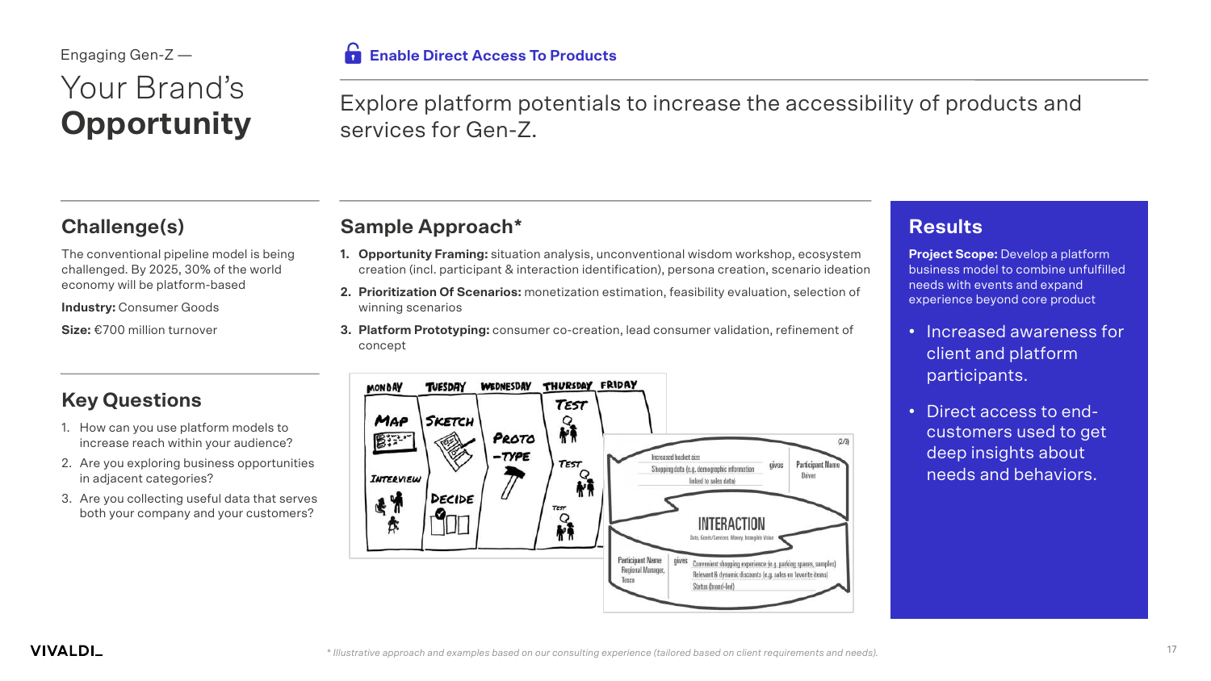Engaging Gen-Z —

# Your Brand's **Opportunity**

## Enable Direct Access To Products

Explore platform potentials to increase the accessibility of products and services for Gen-Z.

## Challenge(s)

The conventional pipeline model is being challenged. By 2025, 30% of the world economy will be platform-based

**Industry:** Consumer Goods

**Size:** €700 million turnover

## Key Questions

1. How can you use platform models to increase reach within your audience?
2. Are you exploring business opportunities in adjacent categories?
3. Are you collecting useful data that serves both your company and your customers?

## Sample Approach*

1. **Opportunity Framing:** situation analysis, unconventional wisdom workshop, ecosystem creation (incl. participant & interaction identification), persona creation, scenario ideation
2. **Prioritization Of Scenarios:** monetization estimation, feasibility evaluation, selection of winning scenarios
3. **Platform Prototyping:** consumer co-creation, lead consumer validation, refinement of concept

## Results

**Project Scope:** Develop a platform business model to combine unfulfilled needs with events and expand experience beyond core product

- Increased awareness for client and platform participants.
- Direct access to end-customers used to get deep insights about needs and behaviors.

*\* Illustrative approach and examples based on our consulting experience (tailored based on client requirements and needs).*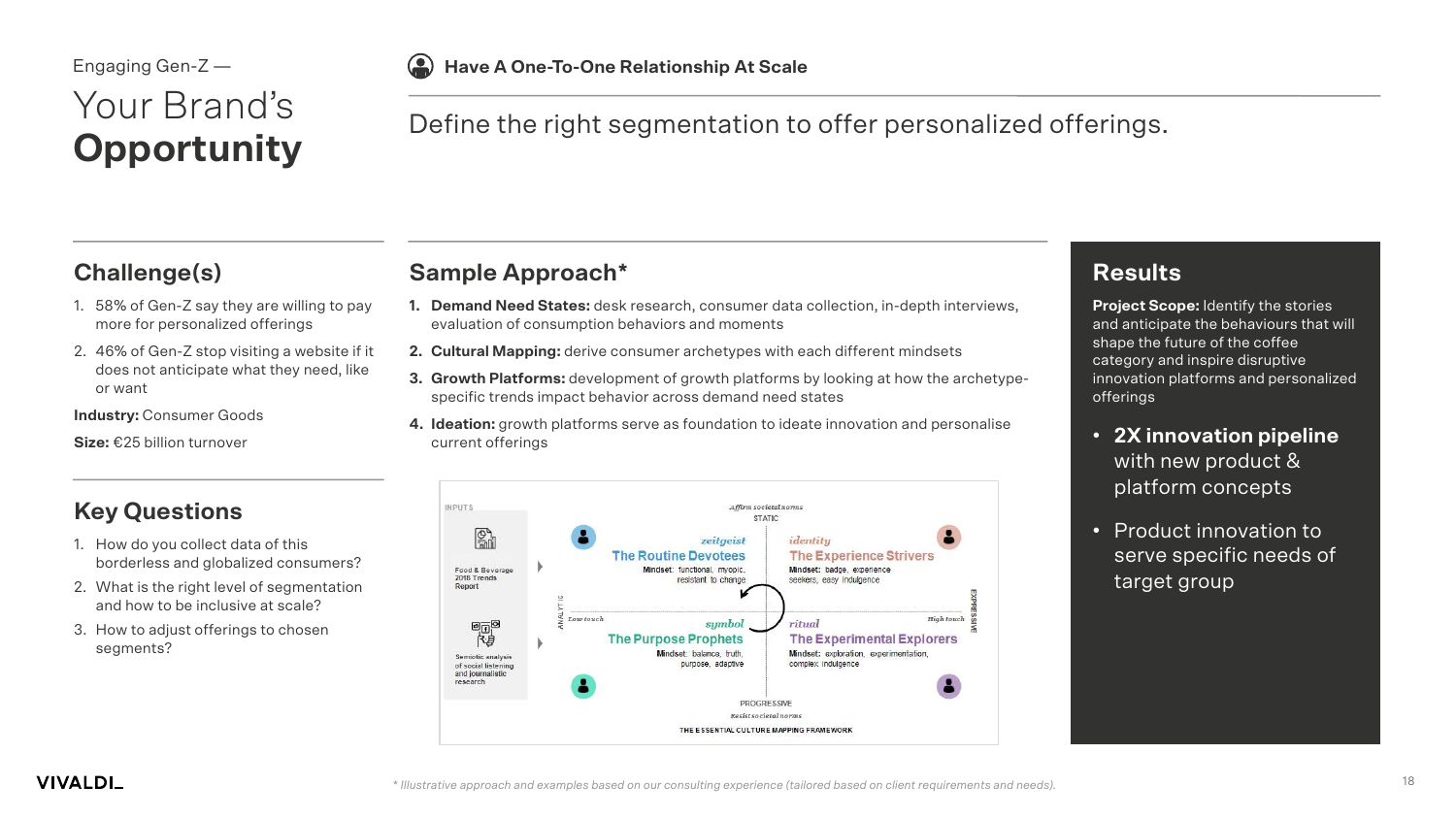Engaging Gen-Z —

# Your Brand's **Opportunity**

### Have A One-To-One Relationship At Scale

Define the right segmentation to offer personalized offerings.

## Challenge(s)

1. 58% of Gen-Z say they are willing to pay more for personalized offerings
2. 46% of Gen-Z stop visiting a website if it does not anticipate what they need, like or want

**Industry:** Consumer Goods

**Size:** €25 billion turnover

## Key Questions

1. How do you collect data of this borderless and globalized consumers?
2. What is the right level of segmentation and how to be inclusive at scale?
3. How to adjust offerings to chosen segments?

## Sample Approach*

1. **Demand Need States:** desk research, consumer data collection, in-depth interviews, evaluation of consumption behaviors and moments
2. **Cultural Mapping:** derive consumer archetypes with each different mindsets
3. **Growth Platforms:** development of growth platforms by looking at how the archetype-specific trends impact behavior across demand need states
4. **Ideation:** growth platforms serve as foundation to ideate innovation and personalise current offerings

INPUTS

Food & Beverage 2018 Trends Report

Semiotic analysis of social listening and journalistic research

*Affirm societal norms*
STATIC

*zeitgeist*
**The Routine Devotees**
Mindset: functional, myopic, resistant to change

*identity*
**The Experience Strivers**
Mindset: badge, experience seekers, easy indulgence

ANALYTIC — *Low touch*

*High touch* — EXPRESSIVE

*symbol*
**The Purpose Prophets**
Mindset: balance, truth, purpose, adaptive

*ritual*
**The Experimental Explorers**
Mindset: exploration, experimentation, complex indulgence

PROGRESSIVE
*Resist societal norms*

THE ESSENTIAL CULTURE MAPPING FRAMEWORK

## Results

**Project Scope:** Identify the stories and anticipate the behaviours that will shape the future of the coffee category and inspire disruptive innovation platforms and personalized offerings

- **2X innovation pipeline** with new product & platform concepts
- Product innovation to serve specific needs of target group

VIVALDI

*\* Illustrative approach and examples based on our consulting experience (tailored based on client requirements and needs).*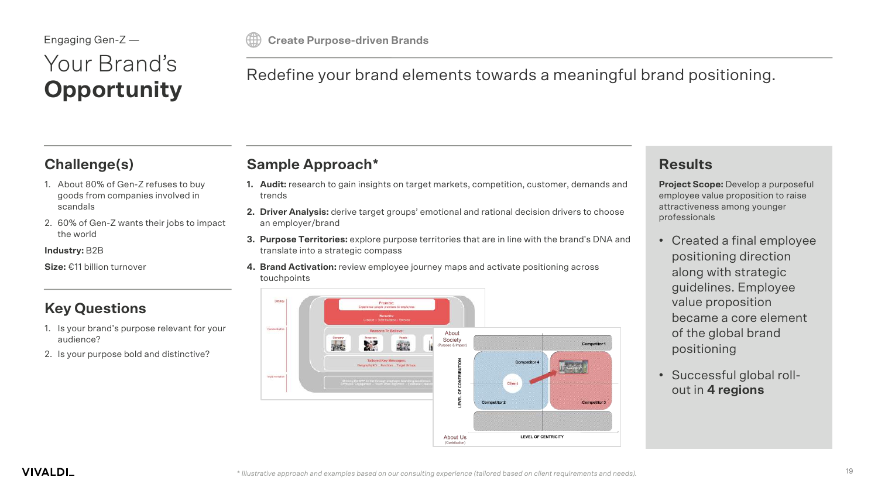Engaging Gen-Z —

# Your Brand's **Opportunity**

### Create Purpose-driven Brands

Redefine your brand elements towards a meaningful brand positioning.

## Challenge(s)

1. About 80% of Gen-Z refuses to buy goods from companies involved in scandals
2. 60% of Gen-Z wants their jobs to impact the world

**Industry:** B2B

**Size:** €11 billion turnover

## Key Questions

1. Is your brand's purpose relevant for your audience?
2. Is your purpose bold and distinctive?

## Sample Approach*

1. **Audit:** research to gain insights on target markets, competition, customer, demands and trends
2. **Driver Analysis:** derive target groups' emotional and rational decision drivers to choose an employer/brand
3. **Purpose Territories:** explore purpose territories that are in line with the brand's DNA and translate into a strategic compass
4. **Brand Activation:** review employee journey maps and activate positioning across touchpoints

## Results

**Project Scope:** Develop a purposeful employee value proposition to raise attractiveness among younger professionals

- Created a final employee positioning direction along with strategic guidelines. Employee value proposition became a core element of the global brand positioning
- Successful global roll-out in **4 regions**

*\* Illustrative approach and examples based on our consulting experience (tailored based on client requirements and needs).*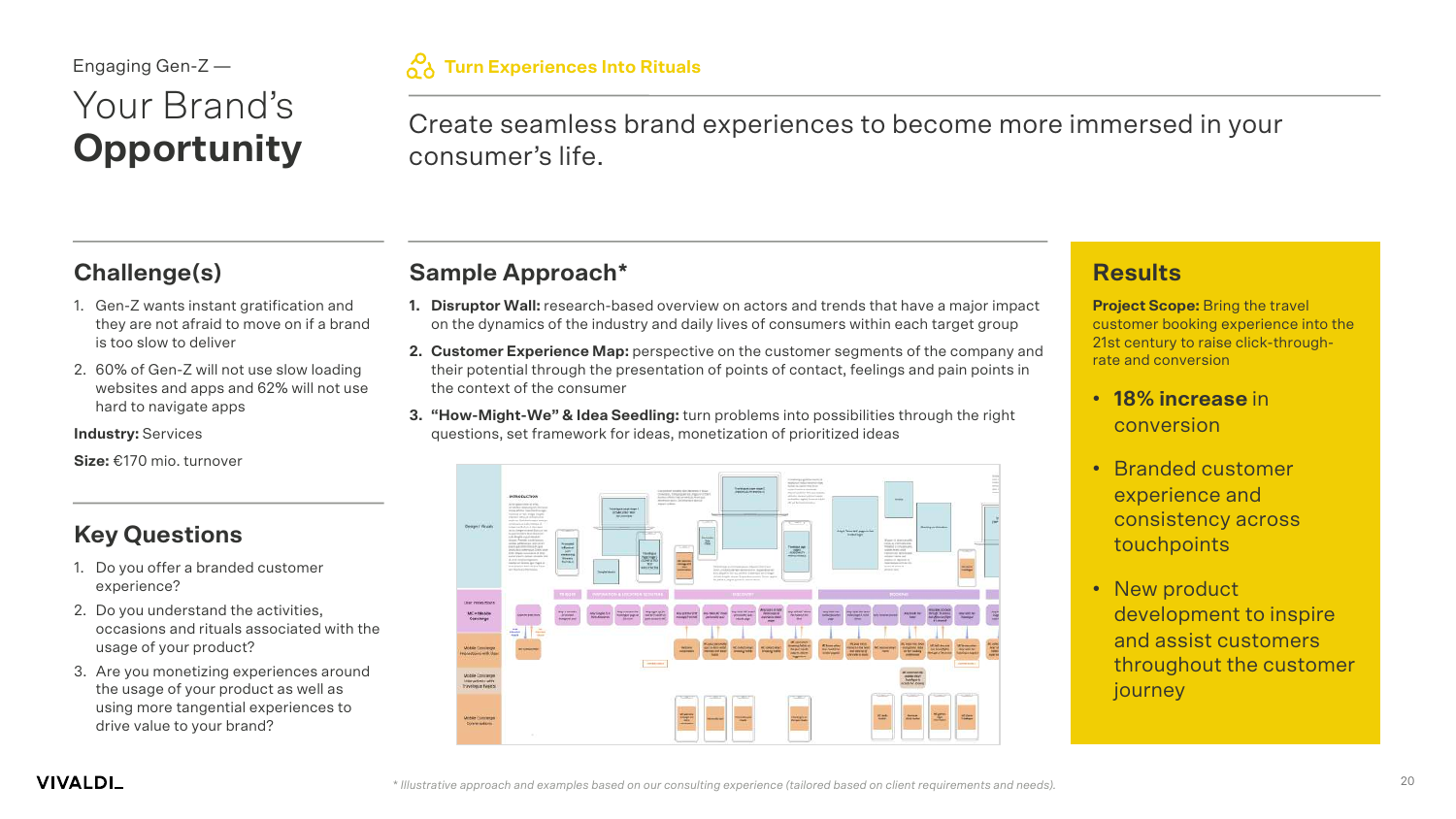Engaging Gen-Z —

# Your Brand's **Opportunity**

**Turn Experiences Into Rituals**

Create seamless brand experiences to become more immersed in your consumer's life.

## Challenge(s)

1. Gen-Z wants instant gratification and they are not afraid to move on if a brand is too slow to deliver
2. 60% of Gen-Z will not use slow loading websites and apps and 62% will not use hard to navigate apps

**Industry:** Services

**Size:** €170 mio. turnover

## Key Questions

1. Do you offer a branded customer experience?
2. Do you understand the activities, occasions and rituals associated with the usage of your product?
3. Are you monetizing experiences around the usage of your product as well as using more tangential experiences to drive value to your brand?

## Sample Approach*

1. **Disruptor Wall:** research-based overview on actors and trends that have a major impact on the dynamics of the industry and daily lives of consumers within each target group
2. **Customer Experience Map:** perspective on the customer segments of the company and their potential through the presentation of points of contact, feelings and pain points in the context of the consumer
3. **"How-Might-We" & Idea Seedling:** turn problems into possibilities through the right questions, set framework for ideas, monetization of prioritized ideas

## Results

**Project Scope:** Bring the travel customer booking experience into the 21st century to raise click-through-rate and conversion

- **18% increase** in conversion
- Branded customer experience and consistency across touchpoints
- New product development to inspire and assist customers throughout the customer journey

*\* Illustrative approach and examples based on our consulting experience (tailored based on client requirements and needs).*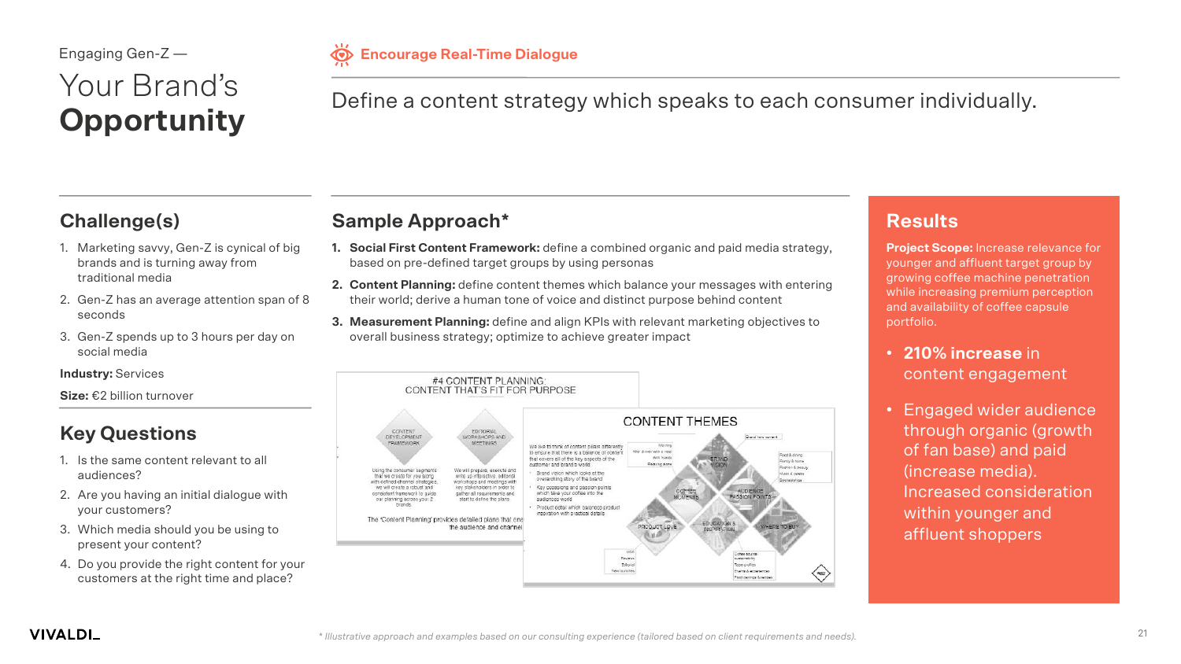Engaging Gen-Z —

# Your Brand's **Opportunity**

**Encourage Real-Time Dialogue**

Define a content strategy which speaks to each consumer individually.

## Challenge(s)

1. Marketing savvy, Gen-Z is cynical of big brands and is turning away from traditional media
2. Gen-Z has an average attention span of 8 seconds
3. Gen-Z spends up to 3 hours per day on social media

**Industry:** Services

**Size:** €2 billion turnover

## Key Questions

1. Is the same content relevant to all audiences?
2. Are you having an initial dialogue with your customers?
3. Which media should you be using to present your content?
4. Do you provide the right content for your customers at the right time and place?

## Sample Approach*

1. **Social First Content Framework:** define a combined organic and paid media strategy, based on pre-defined target groups by using personas
2. **Content Planning:** define content themes which balance your messages with entering their world; derive a human tone of voice and distinct purpose behind content
3. **Measurement Planning:** define and align KPIs with relevant marketing objectives to overall business strategy; optimize to achieve greater impact

## Results

**Project Scope:** Increase relevance for younger and affluent target group by growing coffee machine penetration while increasing premium perception and availability of coffee capsule portfolio.

- **210% increase** in content engagement
- Engaged wider audience through organic (growth of fan base) and paid (increase media). Increased consideration within younger and affluent shoppers

*\* Illustrative approach and examples based on our consulting experience (tailored based on client requirements and needs).*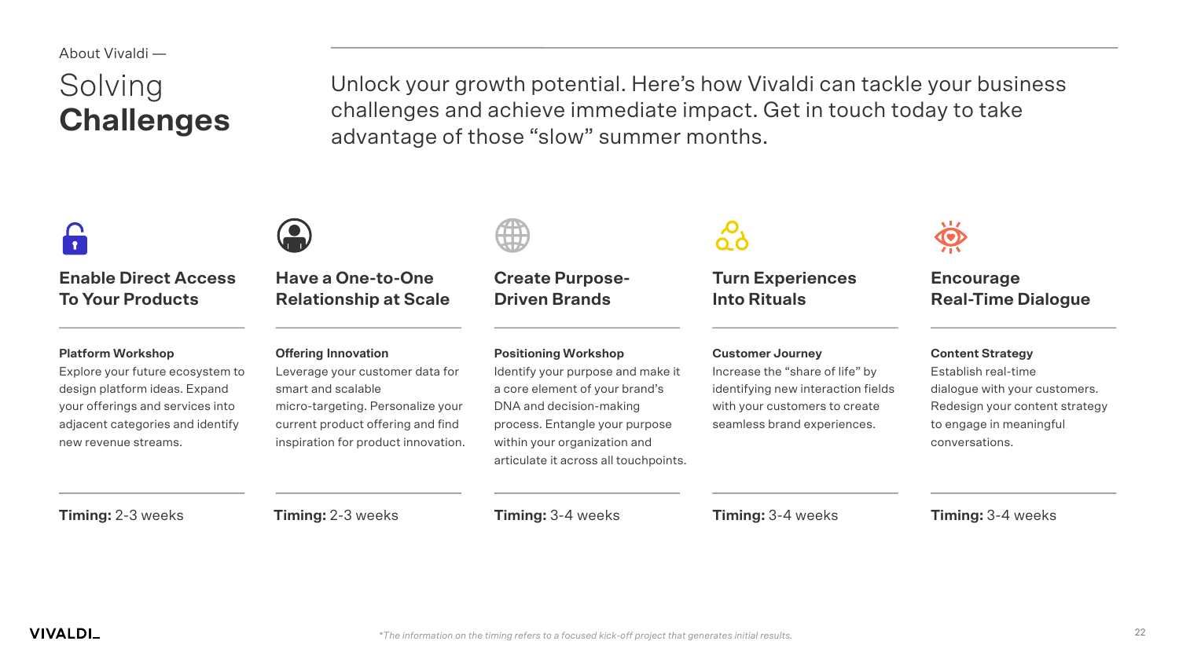About Vivaldi —

# Solving **Challenges**

Unlock your growth potential. Here's how Vivaldi can tackle your business challenges and achieve immediate impact. Get in touch today to take advantage of those "slow" summer months.

### Enable Direct Access To Your Products

**Platform Workshop**
Explore your future ecosystem to design platform ideas. Expand your offerings and services into adjacent categories and identify new revenue streams.

**Timing:** 2-3 weeks

### Have a One-to-One Relationship at Scale

**Offering Innovation**
Leverage your customer data for smart and scalable micro-targeting. Personalize your current product offering and find inspiration for product innovation.

**Timing:** 2-3 weeks

### Create Purpose-Driven Brands

**Positioning Workshop**
Identify your purpose and make it a core element of your brand's DNA and decision-making process. Entangle your purpose within your organization and articulate it across all touchpoints.

**Timing:** 3-4 weeks

### Turn Experiences Into Rituals

**Customer Journey**
Increase the "share of life" by identifying new interaction fields with your customers to create seamless brand experiences.

**Timing:** 3-4 weeks

### Encourage Real-Time Dialogue

**Content Strategy**
Establish real-time dialogue with your customers. Redesign your content strategy to engage in meaningful conversations.

**Timing:** 3-4 weeks

*\*The information on the timing refers to a focused kick-off project that generates initial results.*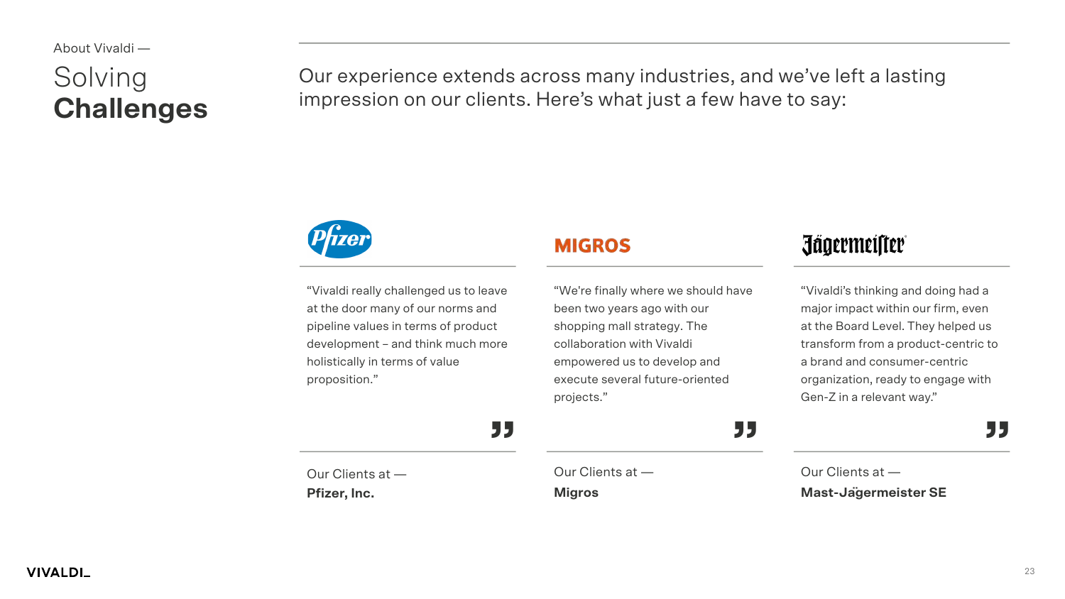About Vivaldi —

# Solving **Challenges**

Our experience extends across many industries, and we've left a lasting impression on our clients. Here's what just a few have to say:

Pfizer

"Vivaldi really challenged us to leave at the door many of our norms and pipeline values in terms of product development – and think much more holistically in terms of value proposition."

Our Clients at —
**Pfizer, Inc.**

MIGROS

"We're finally where we should have been two years ago with our shopping mall strategy. The collaboration with Vivaldi empowered us to develop and execute several future-oriented projects."

Our Clients at —
**Migros**

Jägermeister

"Vivaldi's thinking and doing had a major impact within our firm, even at the Board Level. They helped us transform from a product-centric to a brand and consumer-centric organization, ready to engage with Gen-Z in a relevant way."

Our Clients at —
**Mast-Jägermeister SE**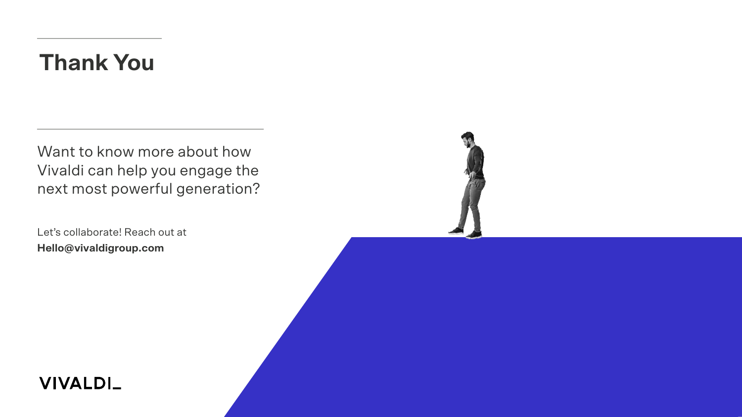# Thank You

Want to know more about how Vivaldi can help you engage the next most powerful generation?

Let's collaborate! Reach out at
**Hello@vivaldigroup.com**

VIVALDI_